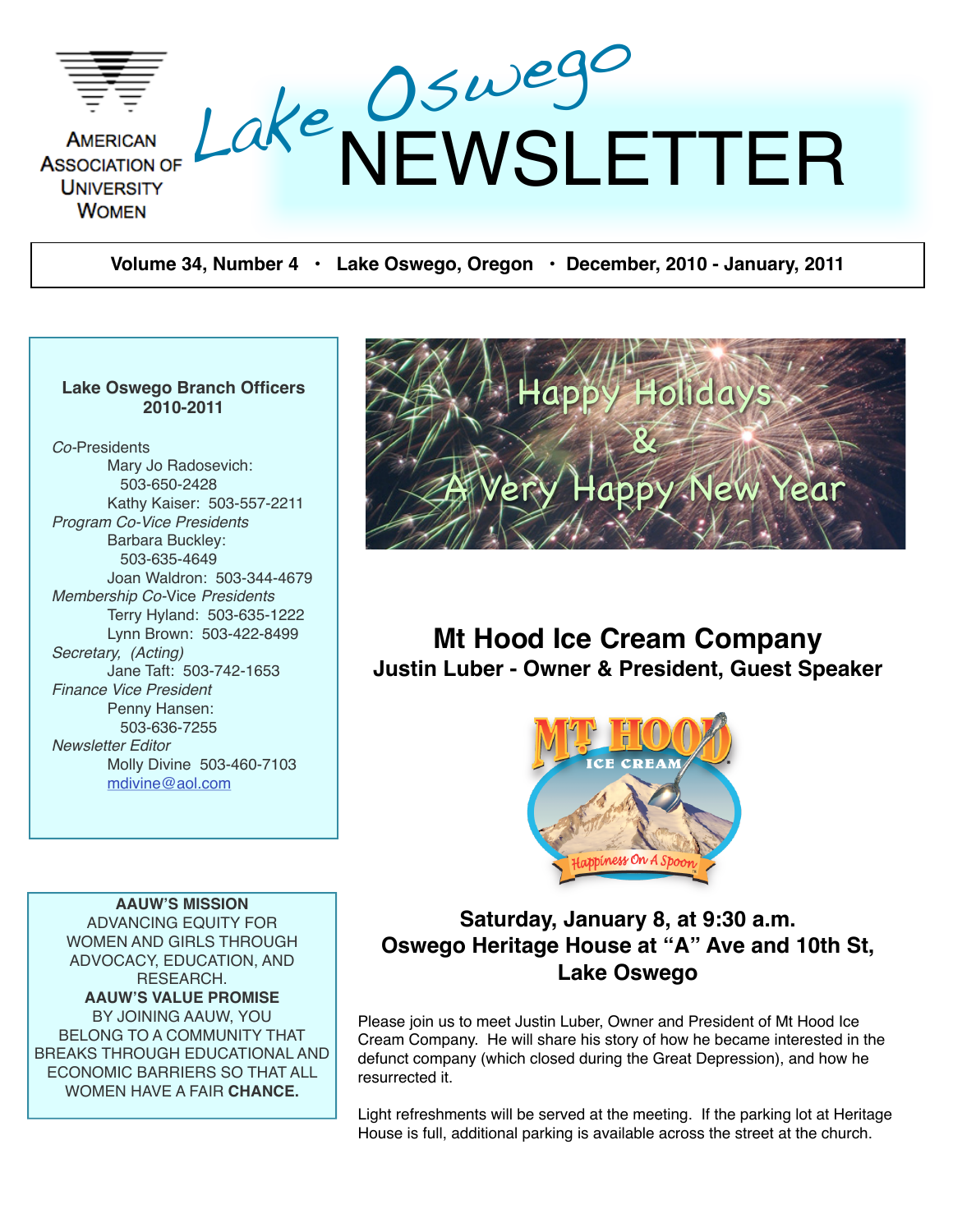AMERICAN ASSOCIATION OF UNIVERSITY WOMEN

# Lake Oswego NEWSLETTER

**Volume 34, Number 4 • Lake Oswego, Oregon • December, 2010 - January, 2011**

**Lake Oswego Branch Officers 2010-2011**

*Co*-Presidents
- Mary Jo Radosevich: 503-650-2428
- Kathy Kaiser: 503-557-2211

*Program Co-Vice Presidents*
- Barbara Buckley: 503-635-4649
- Joan Waldron: 503-344-4679

*Membership Co*-Vice *Presidents*
- Terry Hyland: 503-635-1222
- Lynn Brown: 503-422-8499

*Secretary, (Acting)*
- Jane Taft: 503-742-1653

*Finance Vice President*
- Penny Hansen: 503-636-7255

*Newsletter Editor*
- Molly Divine 503-460-7103
- mdivine@aol.com

**AAUW'S MISSION**
ADVANCING EQUITY FOR WOMEN AND GIRLS THROUGH ADVOCACY, EDUCATION, AND RESEARCH.
**AAUW'S VALUE PROMISE**
BY JOINING AAUW, YOU BELONG TO A COMMUNITY THAT BREAKS THROUGH EDUCATIONAL AND ECONOMIC BARRIERS SO THAT ALL WOMEN HAVE A FAIR **CHANCE.**

Happy Holidays & A Very Happy New Year

## Mt Hood Ice Cream Company

### Justin Luber - Owner & President, Guest Speaker

MT HOOD ICE CREAM — Happiness On A Spoon

### Saturday, January 8, at 9:30 a.m.
### Oswego Heritage House at "A" Ave and 10th St, Lake Oswego

Please join us to meet Justin Luber, Owner and President of Mt Hood Ice Cream Company. He will share his story of how he became interested in the defunct company (which closed during the Great Depression), and how he resurrected it.

Light refreshments will be served at the meeting. If the parking lot at Heritage House is full, additional parking is available across the street at the church.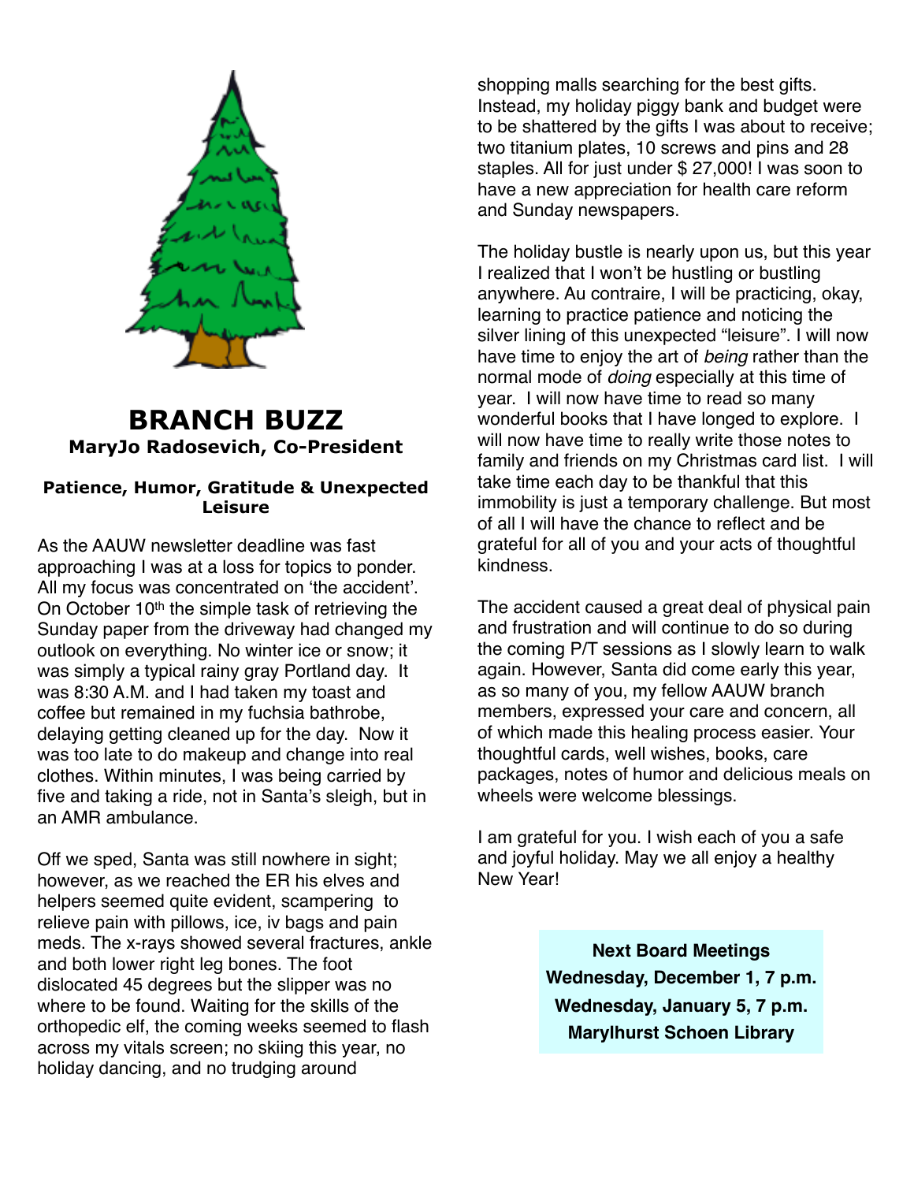## BRANCH BUZZ

**MaryJo Radosevich, Co-President**

### Patience, Humor, Gratitude & Unexpected Leisure

As the AAUW newsletter deadline was fast approaching I was at a loss for topics to ponder. All my focus was concentrated on 'the accident'. On October 10th the simple task of retrieving the Sunday paper from the driveway had changed my outlook on everything. No winter ice or snow; it was simply a typical rainy gray Portland day. It was 8:30 A.M. and I had taken my toast and coffee but remained in my fuchsia bathrobe, delaying getting cleaned up for the day. Now it was too late to do makeup and change into real clothes. Within minutes, I was being carried by five and taking a ride, not in Santa's sleigh, but in an AMR ambulance.

Off we sped, Santa was still nowhere in sight; however, as we reached the ER his elves and helpers seemed quite evident, scampering to relieve pain with pillows, ice, iv bags and pain meds. The x-rays showed several fractures, ankle and both lower right leg bones. The foot dislocated 45 degrees but the slipper was no where to be found. Waiting for the skills of the orthopedic elf, the coming weeks seemed to flash across my vitals screen; no skiing this year, no holiday dancing, and no trudging around shopping malls searching for the best gifts. Instead, my holiday piggy bank and budget were to be shattered by the gifts I was about to receive; two titanium plates, 10 screws and pins and 28 staples. All for just under $ 27,000! I was soon to have a new appreciation for health care reform and Sunday newspapers.

The holiday bustle is nearly upon us, but this year I realized that I won't be hustling or bustling anywhere. Au contraire, I will be practicing, okay, learning to practice patience and noticing the silver lining of this unexpected "leisure". I will now have time to enjoy the art of *being* rather than the normal mode of *doing* especially at this time of year. I will now have time to read so many wonderful books that I have longed to explore. I will now have time to really write those notes to family and friends on my Christmas card list. I will take time each day to be thankful that this immobility is just a temporary challenge. But most of all I will have the chance to reflect and be grateful for all of you and your acts of thoughtful kindness.

The accident caused a great deal of physical pain and frustration and will continue to do so during the coming P/T sessions as I slowly learn to walk again. However, Santa did come early this year, as so many of you, my fellow AAUW branch members, expressed your care and concern, all of which made this healing process easier. Your thoughtful cards, well wishes, books, care packages, notes of humor and delicious meals on wheels were welcome blessings.

I am grateful for you. I wish each of you a safe and joyful holiday. May we all enjoy a healthy New Year!

**Next Board Meetings**
**Wednesday, December 1, 7 p.m.**
**Wednesday, January 5, 7 p.m.**
**Marylhurst Schoen Library**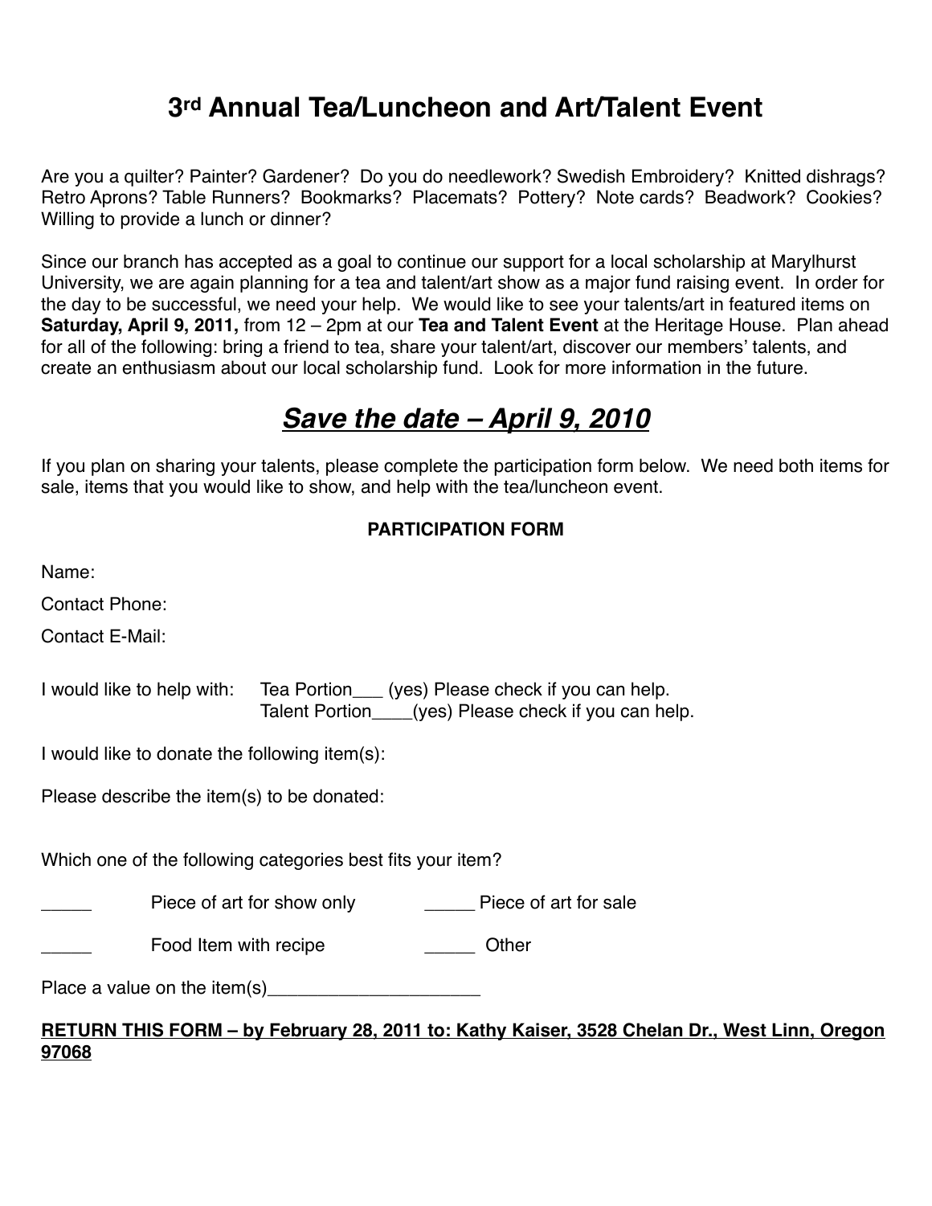# 3rd Annual Tea/Luncheon and Art/Talent Event

Are you a quilter? Painter? Gardener? Do you do needlework? Swedish Embroidery? Knitted dishrags? Retro Aprons? Table Runners? Bookmarks? Placemats? Pottery? Note cards? Beadwork? Cookies? Willing to provide a lunch or dinner?

Since our branch has accepted as a goal to continue our support for a local scholarship at Marylhurst University, we are again planning for a tea and talent/art show as a major fund raising event. In order for the day to be successful, we need your help. We would like to see your talents/art in featured items on **Saturday, April 9, 2011,** from 12 – 2pm at our **Tea and Talent Event** at the Heritage House. Plan ahead for all of the following: bring a friend to tea, share your talent/art, discover our members' talents, and create an enthusiasm about our local scholarship fund. Look for more information in the future.

## ***<u>Save the date – April 9, 2010</u>***

If you plan on sharing your talents, please complete the participation form below. We need both items for sale, items that you would like to show, and help with the tea/luncheon event.

**PARTICIPATION FORM**

Name:

Contact Phone:

Contact E-Mail:

I would like to help with: Tea Portion___ (yes) Please check if you can help.
Talent Portion____(yes) Please check if you can help.

I would like to donate the following item(s):

Please describe the item(s) to be donated:

Which one of the following categories best fits your item?

_____ Piece of art for show only _____ Piece of art for sale

_____ Food Item with recipe _____ Other

Place a value on the item(s)_____________________

**<u>RETURN THIS FORM – by February 28, 2011 to: Kathy Kaiser, 3528 Chelan Dr., West Linn, Oregon 97068</u>**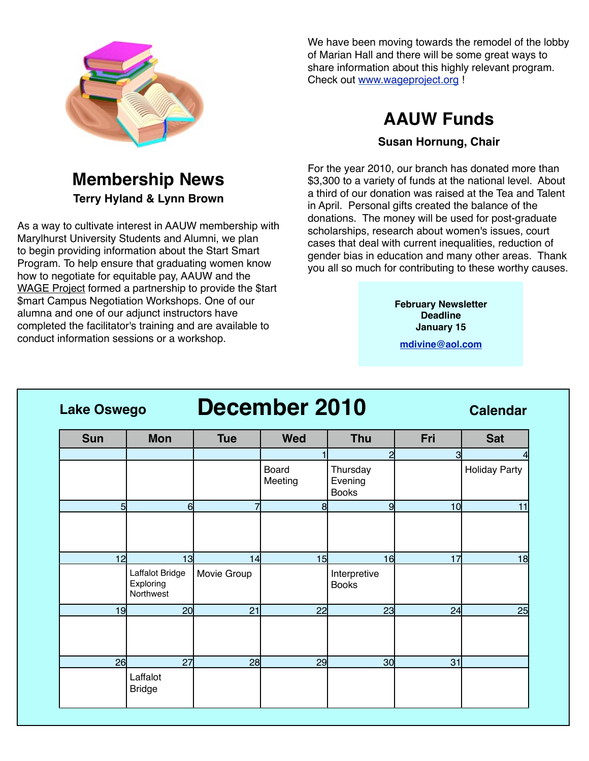## Membership News

**Terry Hyland & Lynn Brown**

As a way to cultivate interest in AAUW membership with Marylhurst University Students and Alumni, we plan to begin providing information about the Start Smart Program. To help ensure that graduating women know how to negotiate for equitable pay, AAUW and the WAGE Project formed a partnership to provide the $tart $mart Campus Negotiation Workshops. One of our alumna and one of our adjunct instructors have completed the facilitator's training and are available to conduct information sessions or a workshop.

We have been moving towards the remodel of the lobby of Marian Hall and there will be some great ways to share information about this highly relevant program. Check out www.wageproject.org !

## AAUW Funds

**Susan Hornung, Chair**

For the year 2010, our branch has donated more than $3,300 to a variety of funds at the national level. About a third of our donation was raised at the Tea and Talent in April. Personal gifts created the balance of the donations. The money will be used for post-graduate scholarships, research about women's issues, court cases that deal with current inequalities, reduction of gender bias in education and many other areas. Thank you all so much for contributing to these worthy causes.

**February Newsletter Deadline January 15**

**mdivine@aol.com**

## Lake Oswego December 2010 Calendar

| Sun | Mon | Tue | Wed | Thu | Fri | Sat |
|---|---|---|---|---|---|---|
| | | | 1 | 2 | 3 | 4 |
| | | | Board Meeting | Thursday Evening Books | | Holiday Party |
| 5 | 6 | 7 | 8 | 9 | 10 | 11 |
| | | | | | | |
| 12 | 13 | 14 | 15 | 16 | 17 | 18 |
| | Laffalot Bridge Exploring Northwest | Movie Group | | Interpretive Books | | |
| 19 | 20 | 21 | 22 | 23 | 24 | 25 |
| | | | | | | |
| 26 | 27 | 28 | 29 | 30 | 31 | |
| | Laffalot Bridge | | | | | |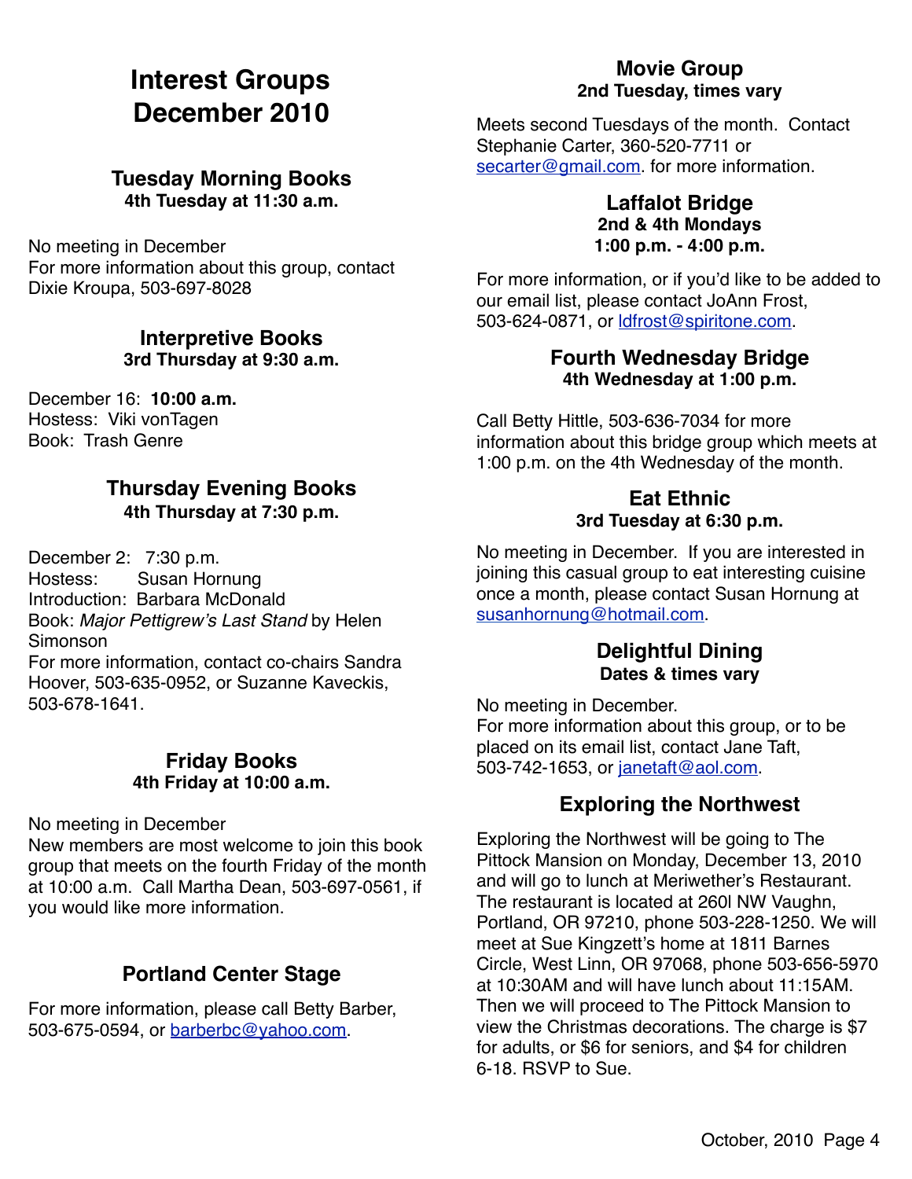# Interest Groups December 2010

## Tuesday Morning Books

**4th Tuesday at 11:30 a.m.**

No meeting in December
For more information about this group, contact Dixie Kroupa, 503-697-8028

## Interpretive Books

**3rd Thursday at 9:30 a.m.**

December 16: **10:00 a.m.**
Hostess: Viki vonTagen
Book: Trash Genre

## Thursday Evening Books

**4th Thursday at 7:30 p.m.**

December 2: 7:30 p.m.
Hostess: Susan Hornung
Introduction: Barbara McDonald
Book: *Major Pettigrew's Last Stand* by Helen Simonson
For more information, contact co-chairs Sandra Hoover, 503-635-0952, or Suzanne Kaveckis, 503-678-1641.

## Friday Books

**4th Friday at 10:00 a.m.**

No meeting in December
New members are most welcome to join this book group that meets on the fourth Friday of the month at 10:00 a.m. Call Martha Dean, 503-697-0561, if you would like more information.

## Portland Center Stage

For more information, please call Betty Barber, 503-675-0594, or barberbc@yahoo.com.

## Movie Group

**2nd Tuesday, times vary**

Meets second Tuesdays of the month. Contact Stephanie Carter, 360-520-7711 or secarter@gmail.com. for more information.

## Laffalot Bridge

**2nd & 4th Mondays**
**1:00 p.m. - 4:00 p.m.**

For more information, or if you'd like to be added to our email list, please contact JoAnn Frost, 503-624-0871, or ldfrost@spiritone.com.

## Fourth Wednesday Bridge

**4th Wednesday at 1:00 p.m.**

Call Betty Hittle, 503-636-7034 for more information about this bridge group which meets at 1:00 p.m. on the 4th Wednesday of the month.

## Eat Ethnic

**3rd Tuesday at 6:30 p.m.**

No meeting in December. If you are interested in joining this casual group to eat interesting cuisine once a month, please contact Susan Hornung at susanhornung@hotmail.com.

## Delightful Dining

**Dates & times vary**

No meeting in December.
For more information about this group, or to be placed on its email list, contact Jane Taft, 503-742-1653, or janetaft@aol.com.

## Exploring the Northwest

Exploring the Northwest will be going to The Pittock Mansion on Monday, December 13, 2010 and will go to lunch at Meriwether's Restaurant. The restaurant is located at 260l NW Vaughn, Portland, OR 97210, phone 503-228-1250. We will meet at Sue Kingzett's home at 1811 Barnes Circle, West Linn, OR 97068, phone 503-656-5970 at 10:30AM and will have lunch about 11:15AM. Then we will proceed to The Pittock Mansion to view the Christmas decorations. The charge is $7 for adults, or $6 for seniors, and $4 for children 6-18. RSVP to Sue.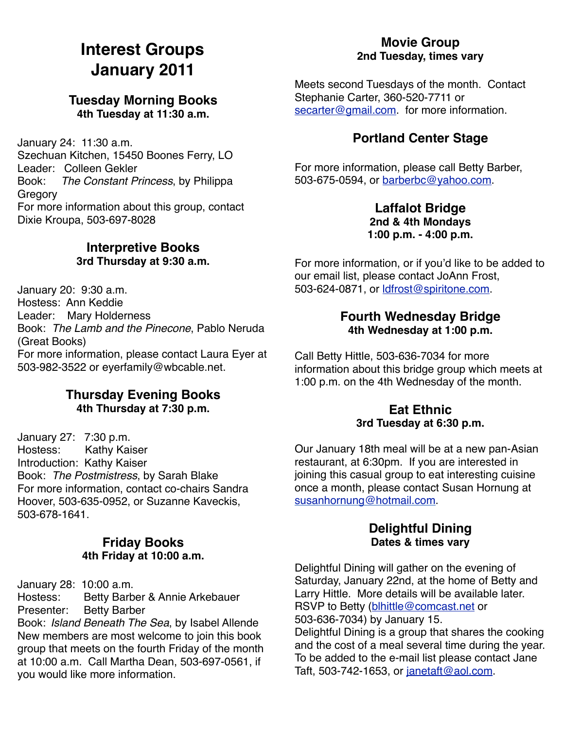# Interest Groups January 2011

## Tuesday Morning Books

**4th Tuesday at 11:30 a.m.**

January 24: 11:30 a.m.
Szechuan Kitchen, 15450 Boones Ferry, LO
Leader: Colleen Gekler
Book: *The Constant Princess*, by Philippa Gregory
For more information about this group, contact Dixie Kroupa, 503-697-8028

## Interpretive Books

**3rd Thursday at 9:30 a.m.**

January 20: 9:30 a.m.
Hostess: Ann Keddie
Leader: Mary Holderness
Book: *The Lamb and the Pinecone*, Pablo Neruda (Great Books)
For more information, please contact Laura Eyer at 503-982-3522 or eyerfamily@wbcable.net.

## Thursday Evening Books

**4th Thursday at 7:30 p.m.**

January 27: 7:30 p.m.
Hostess: Kathy Kaiser
Introduction: Kathy Kaiser
Book: *The Postmistress*, by Sarah Blake
For more information, contact co-chairs Sandra Hoover, 503-635-0952, or Suzanne Kaveckis, 503-678-1641.

## Friday Books

**4th Friday at 10:00 a.m.**

January 28: 10:00 a.m.
Hostess: Betty Barber & Annie Arkebauer
Presenter: Betty Barber
Book: *Island Beneath The Sea*, by Isabel Allende
New members are most welcome to join this book group that meets on the fourth Friday of the month at 10:00 a.m. Call Martha Dean, 503-697-0561, if you would like more information.

## Movie Group

**2nd Tuesday, times vary**

Meets second Tuesdays of the month. Contact Stephanie Carter, 360-520-7711 or secarter@gmail.com. for more information.

## Portland Center Stage

For more information, please call Betty Barber, 503-675-0594, or barberbc@yahoo.com.

## Laffalot Bridge

**2nd & 4th Mondays**
**1:00 p.m. - 4:00 p.m.**

For more information, or if you'd like to be added to our email list, please contact JoAnn Frost, 503-624-0871, or ldfrost@spiritone.com.

## Fourth Wednesday Bridge

**4th Wednesday at 1:00 p.m.**

Call Betty Hittle, 503-636-7034 for more information about this bridge group which meets at 1:00 p.m. on the 4th Wednesday of the month.

## Eat Ethnic

**3rd Tuesday at 6:30 p.m.**

Our January 18th meal will be at a new pan-Asian restaurant, at 6:30pm. If you are interested in joining this casual group to eat interesting cuisine once a month, please contact Susan Hornung at susanhornung@hotmail.com.

## Delightful Dining

**Dates & times vary**

Delightful Dining will gather on the evening of Saturday, January 22nd, at the home of Betty and Larry Hittle. More details will be available later. RSVP to Betty (blhittle@comcast.net or 503-636-7034) by January 15.
Delightful Dining is a group that shares the cooking and the cost of a meal several time during the year. To be added to the e-mail list please contact Jane Taft, 503-742-1653, or janetaft@aol.com.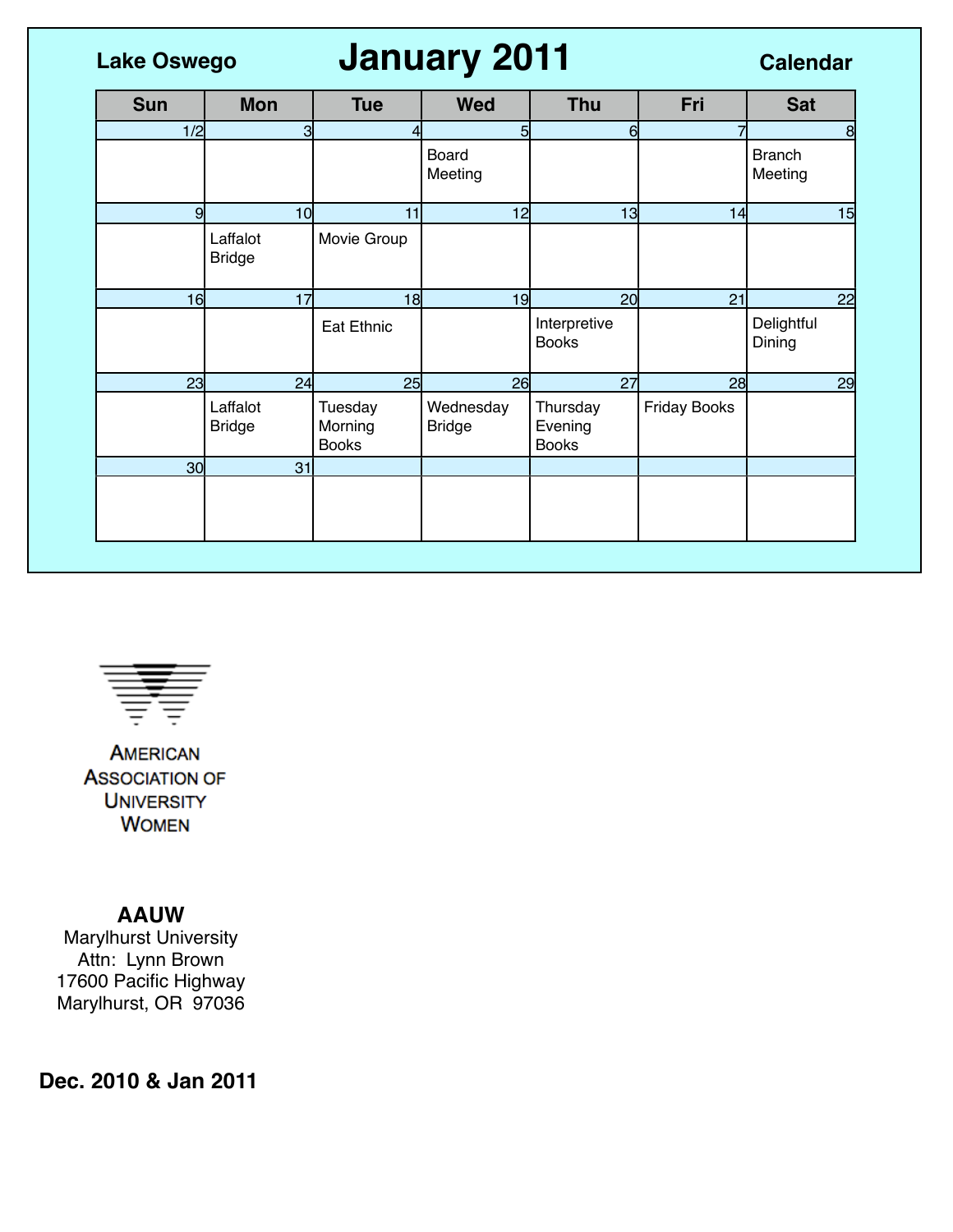Lake Oswego

# January 2011

Calendar

| Sun | Mon | Tue | Wed | Thu | Fri | Sat |
|---|---|---|---|---|---|---|
| 1/2 | 3 | 4 | 5 | 6 | 7 | 8 |
| | | | Board Meeting | | | Branch Meeting |
| 9 | 10 | 11 | 12 | 13 | 14 | 15 |
| | Laffalot Bridge | Movie Group | | | | |
| 16 | 17 | 18 | 19 | 20 | 21 | 22 |
| | | Eat Ethnic | | Interpretive Books | | Delightful Dining |
| 23 | 24 | 25 | 26 | 27 | 28 | 29 |
| | Laffalot Bridge | Tuesday Morning Books | Wednesday Bridge | Thursday Evening Books | Friday Books | |
| 30 | 31 | | | | | |
| | | | | | | |

AMERICAN ASSOCIATION OF UNIVERSITY WOMEN

**AAUW**
Marylhurst University
Attn: Lynn Brown
17600 Pacific Highway
Marylhurst, OR 97036

**Dec. 2010 & Jan 2011**